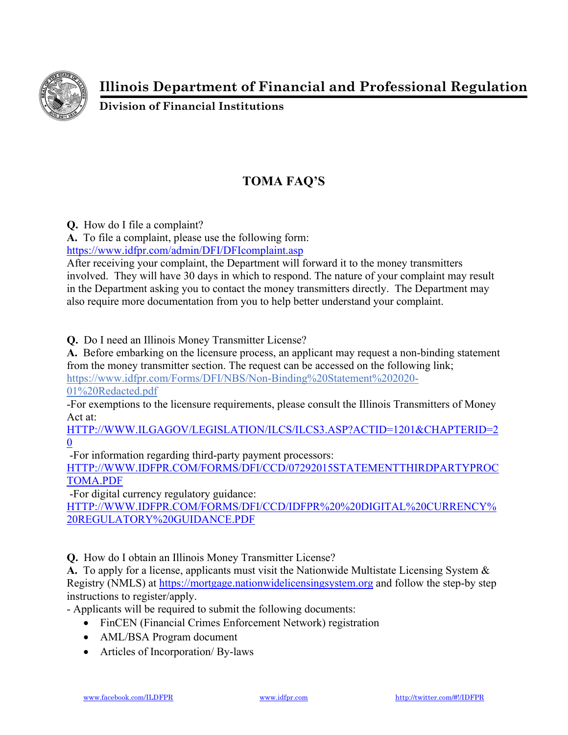# Illinois Department of Financial and Professional Regulation

## Division of Financial Institutions

## TOMA FAQ'S

**Q.** How do I file a complaint?

**A.** To file a complaint, please use the following form: https://www.idfpr.com/admin/DFI/DFIcomplaint.asp

After receiving your complaint, the Department will forward it to the money transmitters involved. They will have 30 days in which to respond. The nature of your complaint may result in the Department asking you to contact the money transmitters directly. The Department may also require more documentation from you to help better understand your complaint.

**Q.** Do I need an Illinois Money Transmitter License?

**A.** Before embarking on the licensure process, an applicant may request a non-binding statement from the money transmitter section. The request can be accessed on the following link; https://www.idfpr.com/Forms/DFI/NBS/Non-Binding%20Statement%202020-01%20Redacted.pdf

-For exemptions to the licensure requirements, please consult the Illinois Transmitters of Money Act at: HTTP://WWW.ILGAGOV/LEGISLATION/ILCS/ILCS3.ASP?ACTID=1201&CHAPTERID=20

-For information regarding third-party payment processors: HTTP://WWW.IDFPR.COM/FORMS/DFI/CCD/07292015STATEMENTTHIRDPARTYPROCTOMA.PDF

-For digital currency regulatory guidance: HTTP://WWW.IDFPR.COM/FORMS/DFI/CCD/IDFPR%20%20DIGITAL%20CURRENCY%20REGULATORY%20GUIDANCE.PDF

**Q.** How do I obtain an Illinois Money Transmitter License?

**A.** To apply for a license, applicants must visit the Nationwide Multistate Licensing System & Registry (NMLS) at https://mortgage.nationwidelicensingsystem.org and follow the step-by step instructions to register/apply.

- Applicants will be required to submit the following documents:
  - FinCEN (Financial Crimes Enforcement Network) registration
  - AML/BSA Program document
  - Articles of Incorporation/ By-laws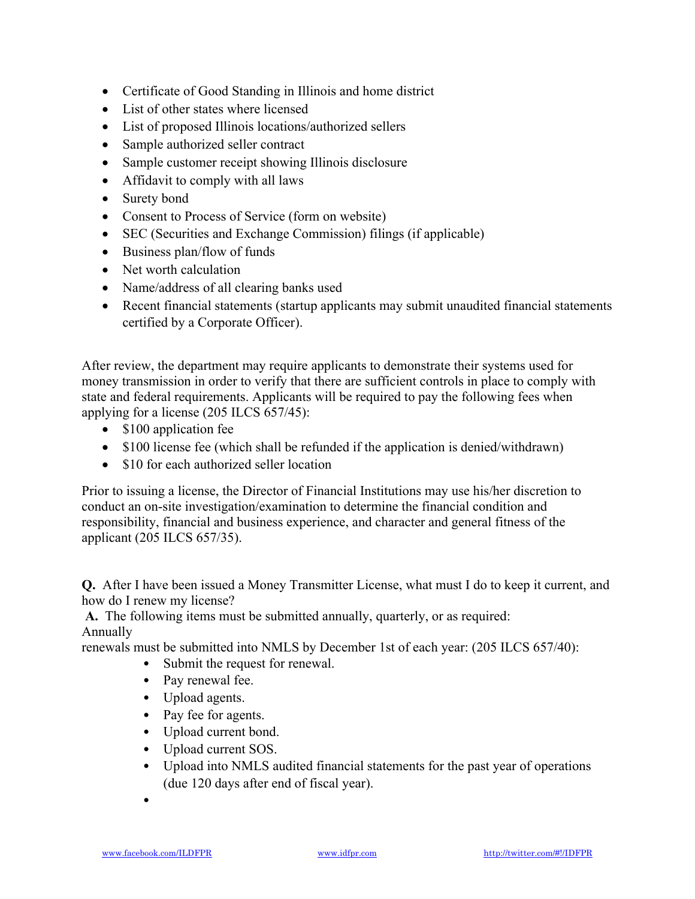- Certificate of Good Standing in Illinois and home district
- List of other states where licensed
- List of proposed Illinois locations/authorized sellers
- Sample authorized seller contract
- Sample customer receipt showing Illinois disclosure
- Affidavit to comply with all laws
- Surety bond
- Consent to Process of Service (form on website)
- SEC (Securities and Exchange Commission) filings (if applicable)
- Business plan/flow of funds
- Net worth calculation
- Name/address of all clearing banks used
- Recent financial statements (startup applicants may submit unaudited financial statements certified by a Corporate Officer).

After review, the department may require applicants to demonstrate their systems used for money transmission in order to verify that there are sufficient controls in place to comply with state and federal requirements. Applicants will be required to pay the following fees when applying for a license (205 ILCS 657/45):

- $100 application fee
- $100 license fee (which shall be refunded if the application is denied/withdrawn)
- $10 for each authorized seller location

Prior to issuing a license, the Director of Financial Institutions may use his/her discretion to conduct an on-site investigation/examination to determine the financial condition and responsibility, financial and business experience, and character and general fitness of the applicant (205 ILCS 657/35).

**Q.** After I have been issued a Money Transmitter License, what must I do to keep it current, and how do I renew my license?

**A.** The following items must be submitted annually, quarterly, or as required:

Annually

renewals must be submitted into NMLS by December 1st of each year: (205 ILCS 657/40):

- Submit the request for renewal.
- Pay renewal fee.
- Upload agents.
- Pay fee for agents.
- Upload current bond.
- Upload current SOS.
- Upload into NMLS audited financial statements for the past year of operations (due 120 days after end of fiscal year).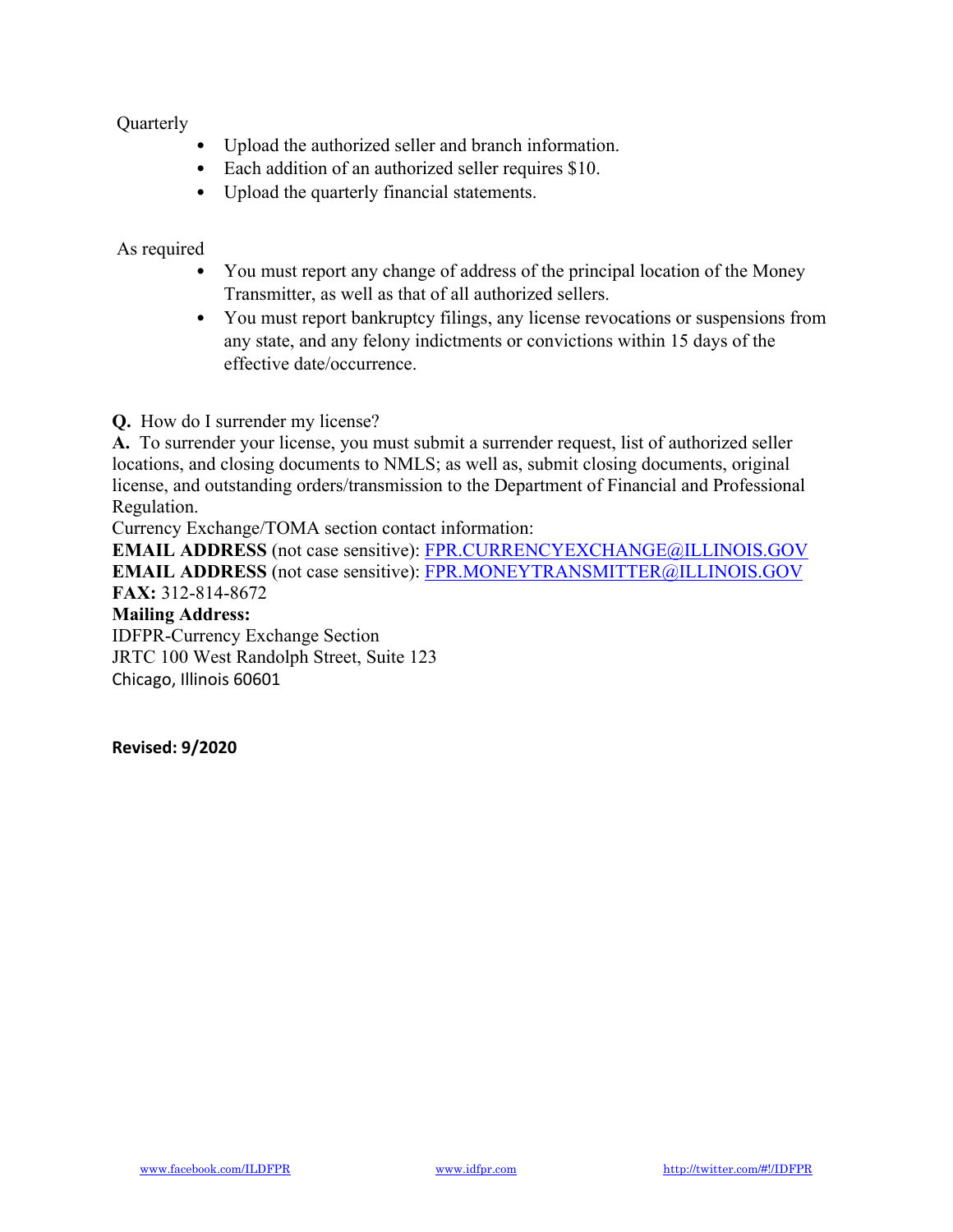Quarterly

- Upload the authorized seller and branch information.
- Each addition of an authorized seller requires $10.
- Upload the quarterly financial statements.

As required

- You must report any change of address of the principal location of the Money Transmitter, as well as that of all authorized sellers.
- You must report bankruptcy filings, any license revocations or suspensions from any state, and any felony indictments or convictions within 15 days of the effective date/occurrence.

**Q.** How do I surrender my license?

**A.** To surrender your license, you must submit a surrender request, list of authorized seller locations, and closing documents to NMLS; as well as, submit closing documents, original license, and outstanding orders/transmission to the Department of Financial and Professional Regulation.

Currency Exchange/TOMA section contact information:

**EMAIL ADDRESS** (not case sensitive): FPR.CURRENCYEXCHANGE@ILLINOIS.GOV

**EMAIL ADDRESS** (not case sensitive): FPR.MONEYTRANSMITTER@ILLINOIS.GOV

**FAX:** 312-814-8672

**Mailing Address:**

IDFPR-Currency Exchange Section

JRTC 100 West Randolph Street, Suite 123

Chicago, Illinois 60601

**Revised: 9/2020**

www.facebook.com/ILDFPR www.idfpr.com http://twitter.com/#!/IDFPR